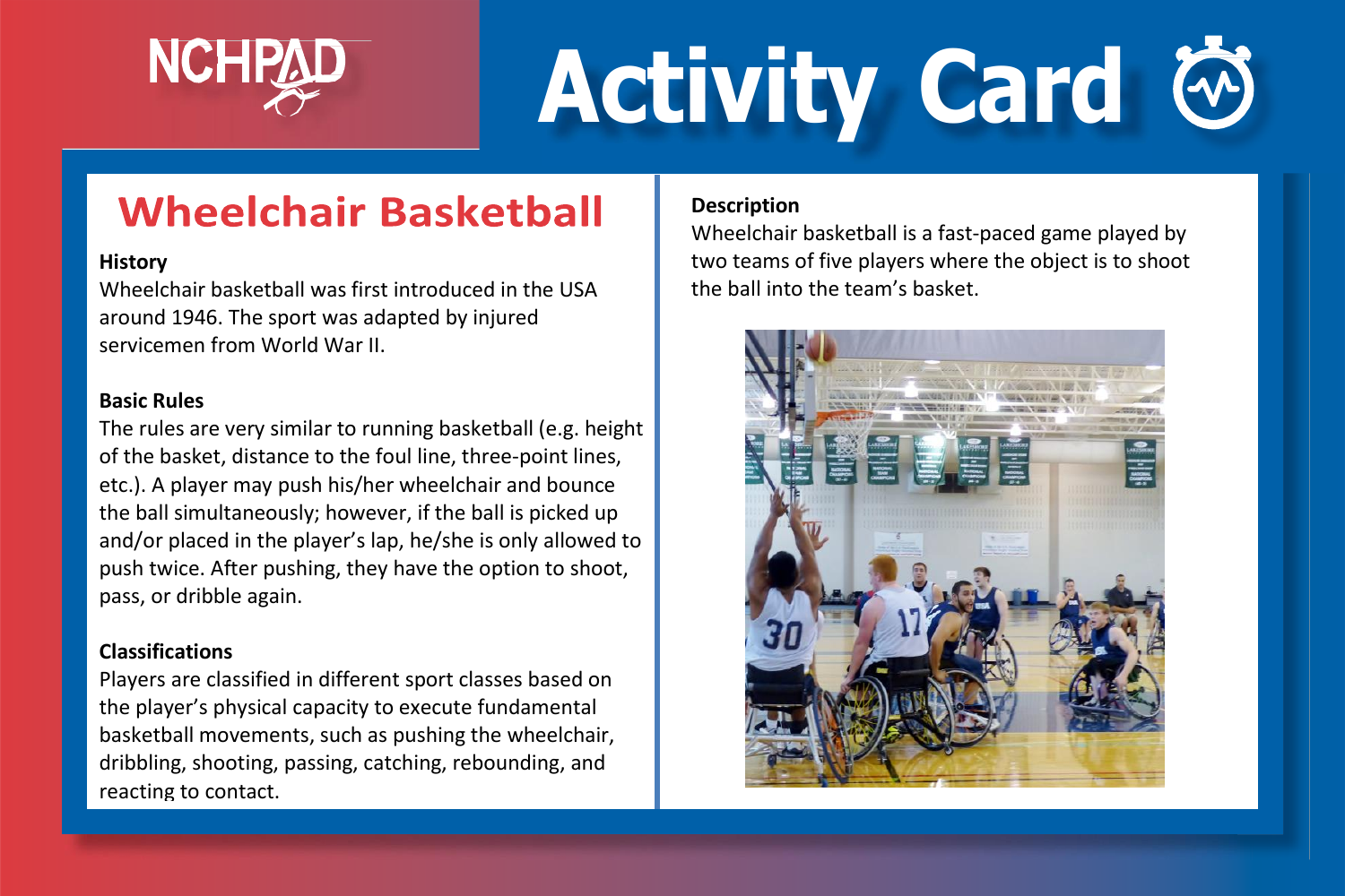NCHPAD

# Activity Card

## Wheelchair Basketball

**History**

Wheelchair basketball was first introduced in the USA around 1946. The sport was adapted by injured servicemen from World War II.

**Basic Rules**

The rules are very similar to running basketball (e.g. height of the basket, distance to the foul line, three-point lines, etc.). A player may push his/her wheelchair and bounce the ball simultaneously; however, if the ball is picked up and/or placed in the player's lap, he/she is only allowed to push twice. After pushing, they have the option to shoot, pass, or dribble again.

**Classifications**

Players are classified in different sport classes based on the player's physical capacity to execute fundamental basketball movements, such as pushing the wheelchair, dribbling, shooting, passing, catching, rebounding, and reacting to contact.

**Description**

Wheelchair basketball is a fast-paced game played by two teams of five players where the object is to shoot the ball into the team's basket.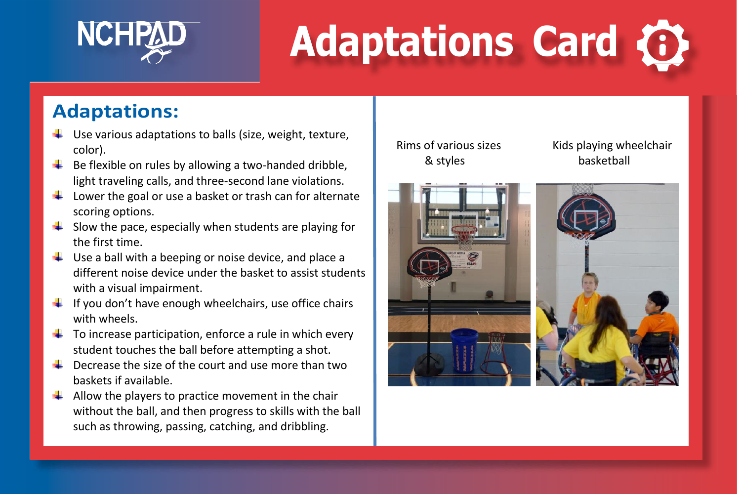# Adaptations Card

## Adaptations:

- Use various adaptations to balls (size, weight, texture, color).
- Be flexible on rules by allowing a two-handed dribble, light traveling calls, and three-second lane violations.
- Lower the goal or use a basket or trash can for alternate scoring options.
- Slow the pace, especially when students are playing for the first time.
- Use a ball with a beeping or noise device, and place a different noise device under the basket to assist students with a visual impairment.
- If you don't have enough wheelchairs, use office chairs with wheels.
- To increase participation, enforce a rule in which every student touches the ball before attempting a shot.
- Decrease the size of the court and use more than two baskets if available.
- Allow the players to practice movement in the chair without the ball, and then progress to skills with the ball such as throwing, passing, catching, and dribbling.

Rims of various sizes & styles

Kids playing wheelchair basketball